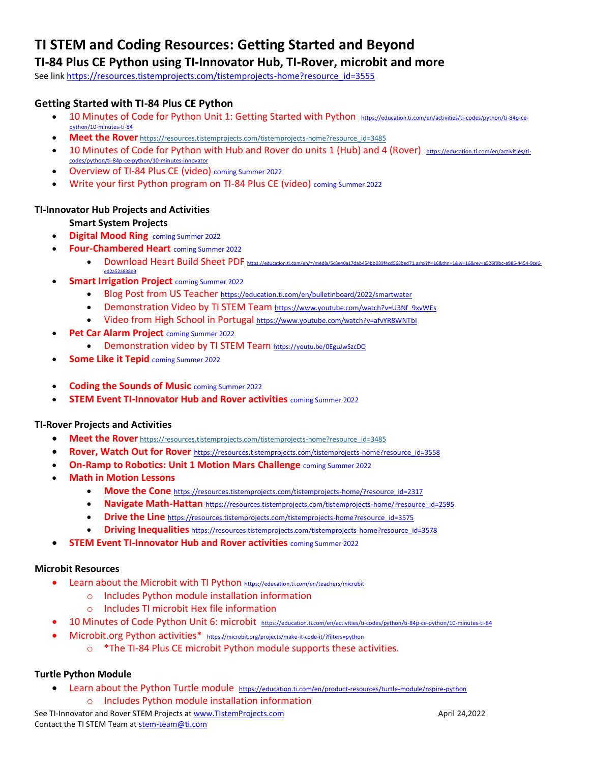# TI STEM and Coding Resources: Getting Started and Beyond

## TI-84 Plus CE Python using TI-Innovator Hub, TI-Rover, microbit and more

See link https://resources.tistemprojects.com/tistemprojects-home?resource_id=3555

### Getting Started with TI-84 Plus CE Python

- 10 Minutes of Code for Python Unit 1: Getting Started with Python https://education.ti.com/en/activities/ti-codes/python/ti-84p-ce-python/10-minutes-ti-84
- **Meet the Rover** https://resources.tistemprojects.com/tistemprojects-home?resource_id=3485
- 10 Minutes of Code for Python with Hub and Rover do units 1 (Hub) and 4 (Rover) https://education.ti.com/en/activities/ti-codes/python/ti-84p-ce-python/10-minutes-innovator
- Overview of TI-84 Plus CE (video) coming Summer 2022
- Write your first Python program on TI-84 Plus CE (video) coming Summer 2022

### TI-Innovator Hub Projects and Activities

**Smart System Projects**

- **Digital Mood Ring** coming Summer 2022
- **Four-Chambered Heart** coming Summer 2022
  - Download Heart Build Sheet PDF https://education.ti.com/en/~/media/5c8e40a17dab454bb039f4cd563bed71.ashx?h=16&thn=1&w=16&rev=e526f9bc-e985-4454-9ce6-ed2a52a838d3
- **Smart Irrigation Project** coming Summer 2022
  - Blog Post from US Teacher https://education.ti.com/en/bulletinboard/2022/smartwater
  - Demonstration Video by TI STEM Team https://www.youtube.com/watch?v=U3Nf_9xvWEs
  - Video from High School in Portugal https://www.youtube.com/watch?v=afvYR8WNTbI
- **Pet Car Alarm Project** coming Summer 2022
  - Demonstration video by TI STEM Team https://youtu.be/0EguJwSzcDQ
- **Some Like it Tepid** coming Summer 2022

- **Coding the Sounds of Music** coming Summer 2022
- **STEM Event TI-Innovator Hub and Rover activities** coming Summer 2022

### TI-Rover Projects and Activities

- **Meet the Rover** https://resources.tistemprojects.com/tistemprojects-home?resource_id=3485
- **Rover, Watch Out for Rover** https://resources.tistemprojects.com/tistemprojects-home?resource_id=3558
- **On-Ramp to Robotics: Unit 1 Motion Mars Challenge** coming Summer 2022
- **Math in Motion Lessons**
  - **Move the Cone** https://resources.tistemprojects.com/tistemprojects-home/?resource_id=2317
  - **Navigate Math-Hattan** https://resources.tistemprojects.com/tistemprojects-home/?resource_id=2595
  - **Drive the Line** https://resources.tistemprojects.com/tistemprojects-home?resource_id=3575
  - **Driving Inequalities** https://resources.tistemprojects.com/tistemprojects-home?resource_id=3578
- **STEM Event TI-Innovator Hub and Rover activities** coming Summer 2022

### Microbit Resources

- Learn about the Microbit with TI Python https://education.ti.com/en/teachers/microbit
  - Includes Python module installation information
  - Includes TI microbit Hex file information
- 10 Minutes of Code Python Unit 6: microbit https://education.ti.com/en/activities/ti-codes/python/ti-84p-ce-python/10-minutes-ti-84
- Microbit.org Python activities* https://microbit.org/projects/make-it-code-it/?filters=python
  - *The TI-84 Plus CE microbit Python module supports these activities.

### Turtle Python Module

- Learn about the Python Turtle module https://education.ti.com/en/product-resources/turtle-module/nspire-python
  - Includes Python module installation information

See TI-Innovator and Rover STEM Projects at www.TIstemProjects.com April 24,2022
Contact the TI STEM Team at stem-team@ti.com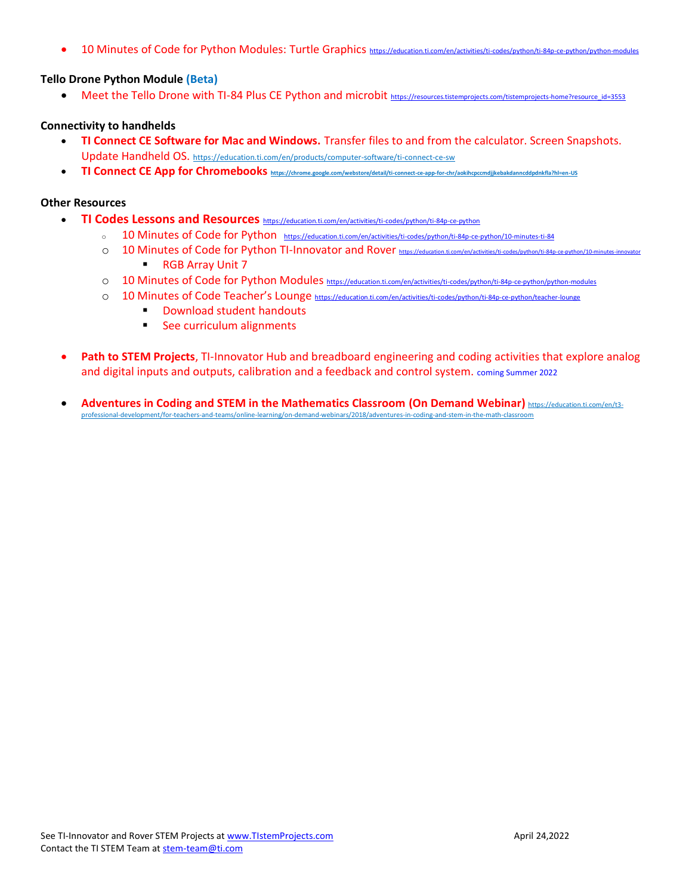- 10 Minutes of Code for Python Modules: Turtle Graphics https://education.ti.com/en/activities/ti-codes/python/ti-84p-ce-python/python-modules

**Tello Drone Python Module (Beta)**

- Meet the Tello Drone with TI-84 Plus CE Python and microbit https://resources.tistemprojects.com/tistemprojects-home?resource_id=3553

**Connectivity to handhelds**

- **TI Connect CE Software for Mac and Windows.** Transfer files to and from the calculator. Screen Snapshots. Update Handheld OS. https://education.ti.com/en/products/computer-software/ti-connect-ce-sw
- **TI Connect CE App for Chromebooks** https://chrome.google.com/webstore/detail/ti-connect-ce-app-for-chr/aokihcpccmdjjkebakdanncddpdnkfla?hl=en-US

**Other Resources**

- **TI Codes Lessons and Resources** https://education.ti.com/en/activities/ti-codes/python/ti-84p-ce-python
  - 10 Minutes of Code for Python https://education.ti.com/en/activities/ti-codes/python/ti-84p-ce-python/10-minutes-ti-84
  - 10 Minutes of Code for Python TI-Innovator and Rover https://education.ti.com/en/activities/ti-codes/python/ti-84p-ce-python/10-minutes-innovator
    - RGB Array Unit 7
  - 10 Minutes of Code for Python Modules https://education.ti.com/en/activities/ti-codes/python/ti-84p-ce-python/python-modules
  - 10 Minutes of Code Teacher's Lounge https://education.ti.com/en/activities/ti-codes/python/ti-84p-ce-python/teacher-lounge
    - Download student handouts
    - See curriculum alignments

- **Path to STEM Projects**, TI-Innovator Hub and breadboard engineering and coding activities that explore analog and digital inputs and outputs, calibration and a feedback and control system. coming Summer 2022

- **Adventures in Coding and STEM in the Mathematics Classroom (On Demand Webinar)** https://education.ti.com/en/t3-professional-development/for-teachers-and-teams/online-learning/on-demand-webinars/2018/adventures-in-coding-and-stem-in-the-math-classroom

See TI-Innovator and Rover STEM Projects at www.TIstemProjects.com
Contact the TI STEM Team at stem-team@ti.com

April 24,2022